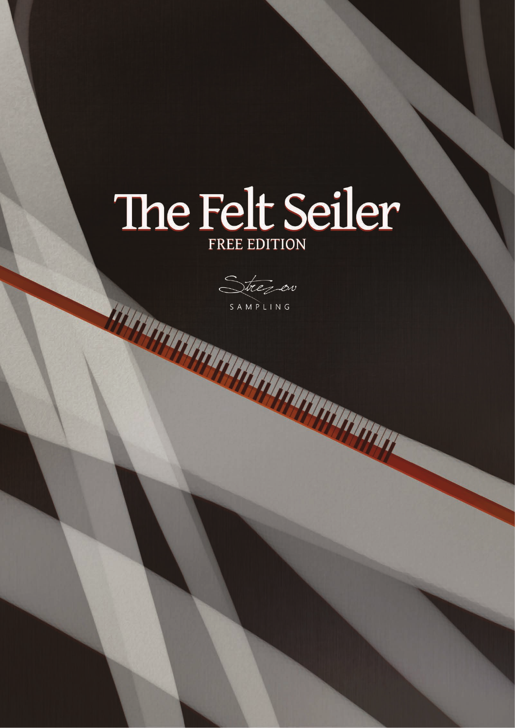# The Felt Seiler

FREE EDITION

Strezov

SAMPLING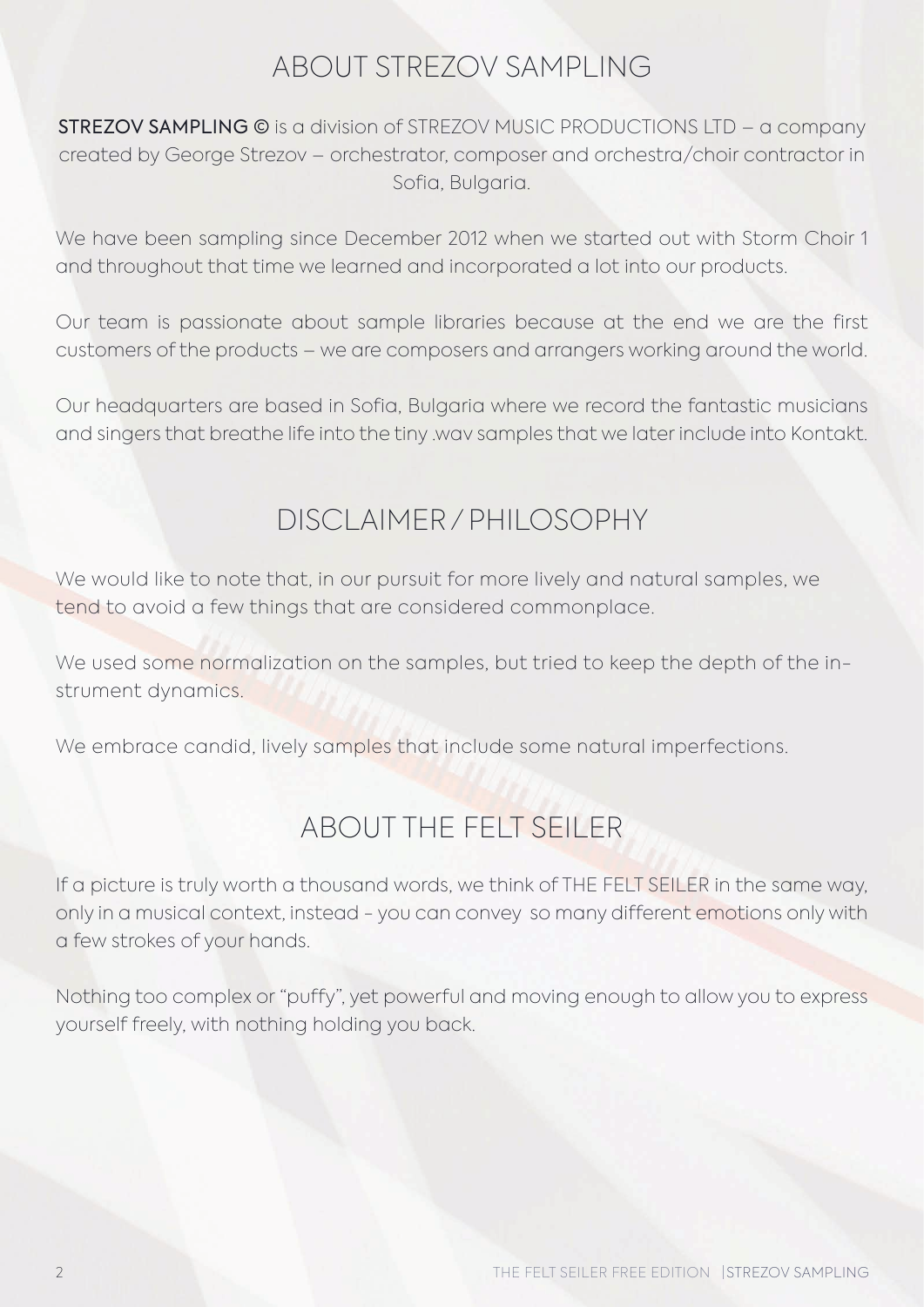## ABOUT STREZOV SAMPLING

**STREZOV SAMPLING ©** is a division of STREZOV MUSIC PRODUCTIONS LTD – a company created by George Strezov – orchestrator, composer and orchestra/choir contractor in Sofia, Bulgaria.

We have been sampling since December 2012 when we started out with Storm Choir 1 and throughout that time we learned and incorporated a lot into our products.

Our team is passionate about sample libraries because at the end we are the first customers of the products – we are composers and arrangers working around the world.

Our headquarters are based in Sofia, Bulgaria where we record the fantastic musicians and singers that breathe life into the tiny .wav samples that we later include into Kontakt.

## DISCLAIMER / PHILOSOPHY

We would like to note that, in our pursuit for more lively and natural samples, we tend to avoid a few things that are considered commonplace.

We used some normalization on the samples, but tried to keep the depth of the instrument dynamics.

We embrace candid, lively samples that include some natural imperfections.

## ABOUT THE FELT SEILER

If a picture is truly worth a thousand words, we think of THE FELT SEILER in the same way, only in a musical context, instead - you can convey so many different emotions only with a few strokes of your hands.

Nothing too complex or "puffy", yet powerful and moving enough to allow you to express yourself freely, with nothing holding you back.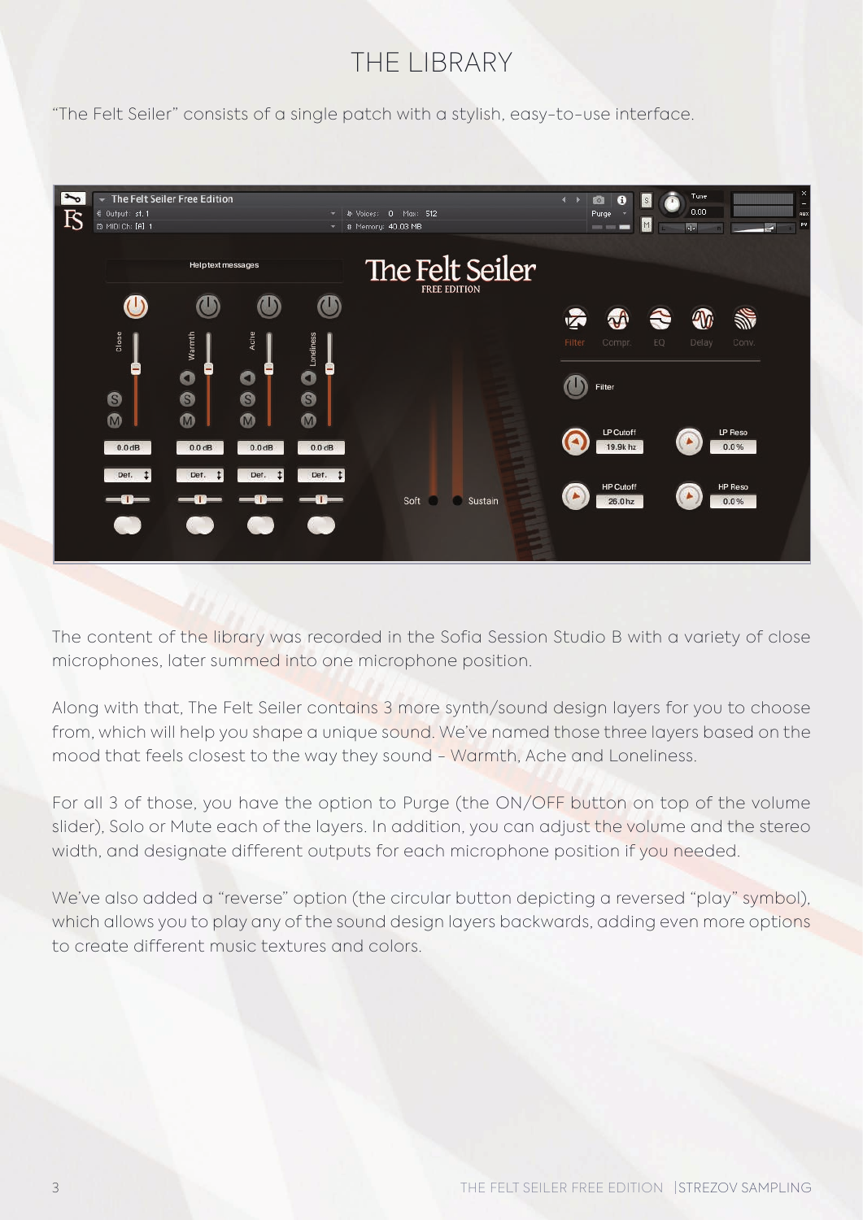# THE LIBRARY

"The Felt Seiler" consists of a single patch with a stylish, easy-to-use interface.

The content of the library was recorded in the Sofia Session Studio B with a variety of close microphones, later summed into one microphone position.

Along with that, The Felt Seiler contains 3 more synth/sound design layers for you to choose from, which will help you shape a unique sound. We've named those three layers based on the mood that feels closest to the way they sound – Warmth, Ache and Loneliness.

For all 3 of those, you have the option to Purge (the ON/OFF button on top of the volume slider), Solo or Mute each of the layers. In addition, you can adjust the volume and the stereo width, and designate different outputs for each microphone position if you needed.

We've also added a "reverse" option (the circular button depicting a reversed "play" symbol), which allows you to play any of the sound design layers backwards, adding even more options to create different music textures and colors.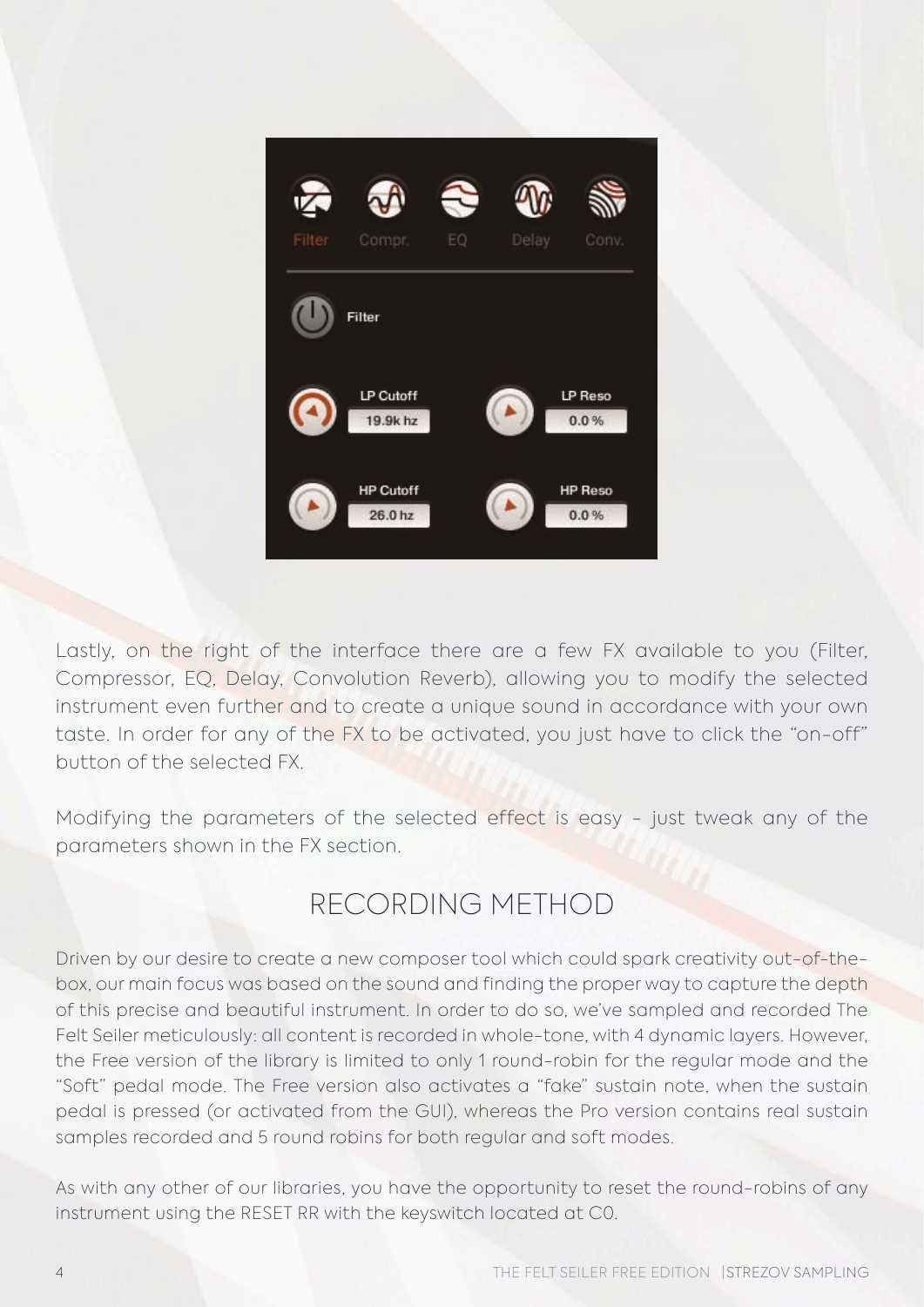Lastly, on the right of the interface there are a few FX available to you (Filter, Compressor, EQ, Delay, Convolution Reverb), allowing you to modify the selected instrument even further and to create a unique sound in accordance with your own taste. In order for any of the FX to be activated, you just have to click the "on-off" button of the selected FX.

Modifying the parameters of the selected effect is easy - just tweak any of the parameters shown in the FX section.

## RECORDING METHOD

Driven by our desire to create a new composer tool which could spark creativity out-of-the-box, our main focus was based on the sound and finding the proper way to capture the depth of this precise and beautiful instrument. In order to do so, we've sampled and recorded The Felt Seiler meticulously: all content is recorded in whole-tone, with 4 dynamic layers. However, the Free version of the library is limited to only 1 round-robin for the regular mode and the "Soft" pedal mode. The Free version also activates a "fake" sustain note, when the sustain pedal is pressed (or activated from the GUI), whereas the Pro version contains real sustain samples recorded and 5 round robins for both regular and soft modes.

As with any other of our libraries, you have the opportunity to reset the round-robins of any instrument using the RESET RR with the keyswitch located at C0.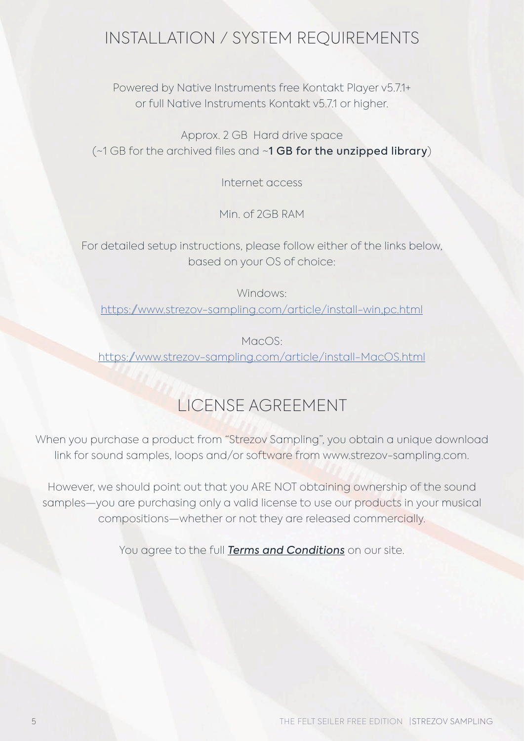# INSTALLATION / SYSTEM REQUIREMENTS

Powered by Native Instruments free Kontakt Player v5.7.1+
or full Native Instruments Kontakt v5.7.1 or higher.

Approx. 2 GB Hard drive space
(~1 GB for the archived files and ~**1 GB for the unzipped library**)

Internet access

Min. of 2GB RAM

For detailed setup instructions, please follow either of the links below, based on your OS of choice:

Windows:
https://www.strezov-sampling.com/article/install-win,pc.html

MacOS:
https://www.strezov-sampling.com/article/install-MacOS.html

# LICENSE AGREEMENT

When you purchase a product from "Strezov Sampling", you obtain a unique download link for sound samples, loops and/or software from www.strezov-sampling.com.

However, we should point out that you ARE NOT obtaining ownership of the sound samples—you are purchasing only a valid license to use our products in your musical compositions—whether or not they are released commercially.

You agree to the full ***Terms and Conditions*** on our site.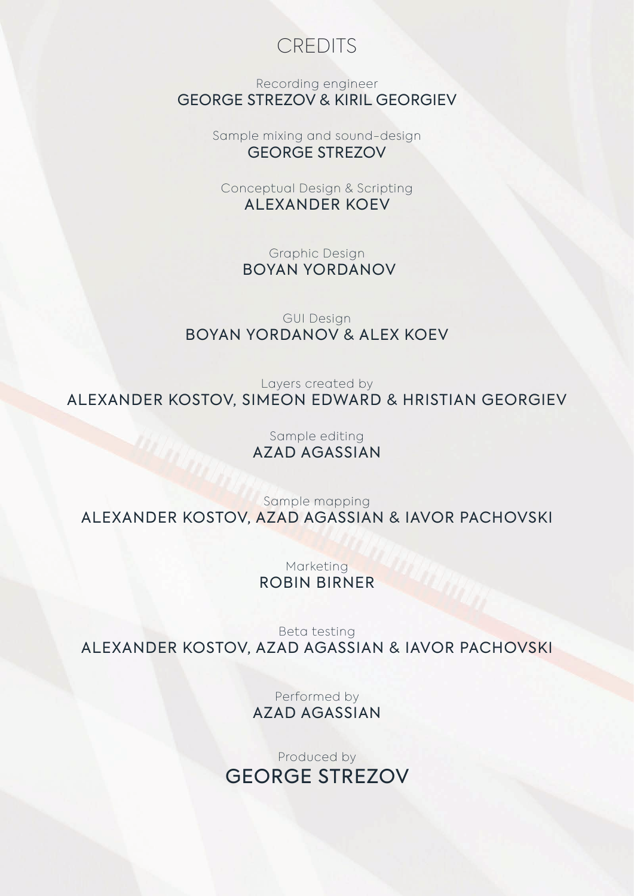# CREDITS

Recording engineer
GEORGE STREZOV & KIRIL GEORGIEV

Sample mixing and sound-design
GEORGE STREZOV

Conceptual Design & Scripting
ALEXANDER KOEV

Graphic Design
BOYAN YORDANOV

GUI Design
BOYAN YORDANOV & ALEX KOEV

Layers created by
ALEXANDER KOSTOV, SIMEON EDWARD & HRISTIAN GEORGIEV

Sample editing
AZAD AGASSIAN

Sample mapping
ALEXANDER KOSTOV, AZAD AGASSIAN & IAVOR PACHOVSKI

Marketing
ROBIN BIRNER

Beta testing
ALEXANDER KOSTOV, AZAD AGASSIAN & IAVOR PACHOVSKI

Performed by
AZAD AGASSIAN

Produced by
GEORGE STREZOV